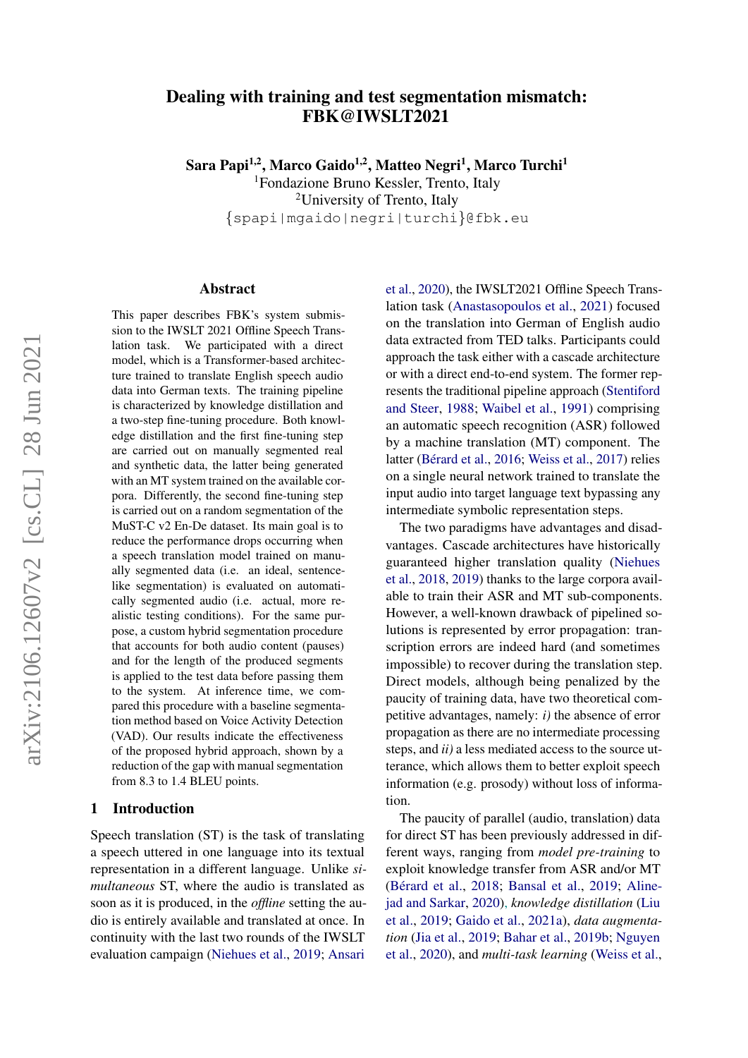# Dealing with training and test segmentation mismatch: FBK@IWSLT2021

**Sara Papi[1,2], Marco Gaido[1,2], Matteo Negri[1], Marco Turchi[1]**
[1]Fondazione Bruno Kessler, Trento, Italy
[2]University of Trento, Italy
{spapi|mgaido|negri|turchi}@fbk.eu

## Abstract

This paper describes FBK's system submission to the IWSLT 2021 Offline Speech Translation task. We participated with a direct model, which is a Transformer-based architecture trained to translate English speech audio data into German texts. The training pipeline is characterized by knowledge distillation and a two-step fine-tuning procedure. Both knowledge distillation and the first fine-tuning step are carried out on manually segmented real and synthetic data, the latter being generated with an MT system trained on the available corpora. Differently, the second fine-tuning step is carried out on a random segmentation of the MuST-C v2 En-De dataset. Its main goal is to reduce the performance drops occurring when a speech translation model trained on manually segmented data (i.e. an ideal, sentence-like segmentation) is evaluated on automatically segmented audio (i.e. actual, more realistic testing conditions). For the same purpose, a custom hybrid segmentation procedure that accounts for both audio content (pauses) and for the length of the produced segments is applied to the test data before passing them to the system. At inference time, we compared this procedure with a baseline segmentation method based on Voice Activity Detection (VAD). Our results indicate the effectiveness of the proposed hybrid approach, shown by a reduction of the gap with manual segmentation from 8.3 to 1.4 BLEU points.

## 1 Introduction

Speech translation (ST) is the task of translating a speech uttered in one language into its textual representation in a different language. Unlike *simultaneous* ST, where the audio is translated as soon as it is produced, in the *offline* setting the audio is entirely available and translated at once. In continuity with the last two rounds of the IWSLT evaluation campaign (Niehues et al., 2019; Ansari et al., 2020), the IWSLT2021 Offline Speech Translation task (Anastasopoulos et al., 2021) focused on the translation into German of English audio data extracted from TED talks. Participants could approach the task either with a cascade architecture or with a direct end-to-end system. The former represents the traditional pipeline approach (Stentiford and Steer, 1988; Waibel et al., 1991) comprising an automatic speech recognition (ASR) followed by a machine translation (MT) component. The latter (Bérard et al., 2016; Weiss et al., 2017) relies on a single neural network trained to translate the input audio into target language text bypassing any intermediate symbolic representation steps.

The two paradigms have advantages and disadvantages. Cascade architectures have historically guaranteed higher translation quality (Niehues et al., 2018, 2019) thanks to the large corpora available to train their ASR and MT sub-components. However, a well-known drawback of pipelined solutions is represented by error propagation: transcription errors are indeed hard (and sometimes impossible) to recover during the translation step. Direct models, although being penalized by the paucity of training data, have two theoretical competitive advantages, namely: *i)* the absence of error propagation as there are no intermediate processing steps, and *ii)* a less mediated access to the source utterance, which allows them to better exploit speech information (e.g. prosody) without loss of information.

The paucity of parallel (audio, translation) data for direct ST has been previously addressed in different ways, ranging from *model pre-training* to exploit knowledge transfer from ASR and/or MT (Bérard et al., 2018; Bansal et al., 2019; Alinejad and Sarkar, 2020), *knowledge distillation* (Liu et al., 2019; Gaido et al., 2021a), *data augmentation* (Jia et al., 2019; Bahar et al., 2019b; Nguyen et al., 2020), and *multi-task learning* (Weiss et al.,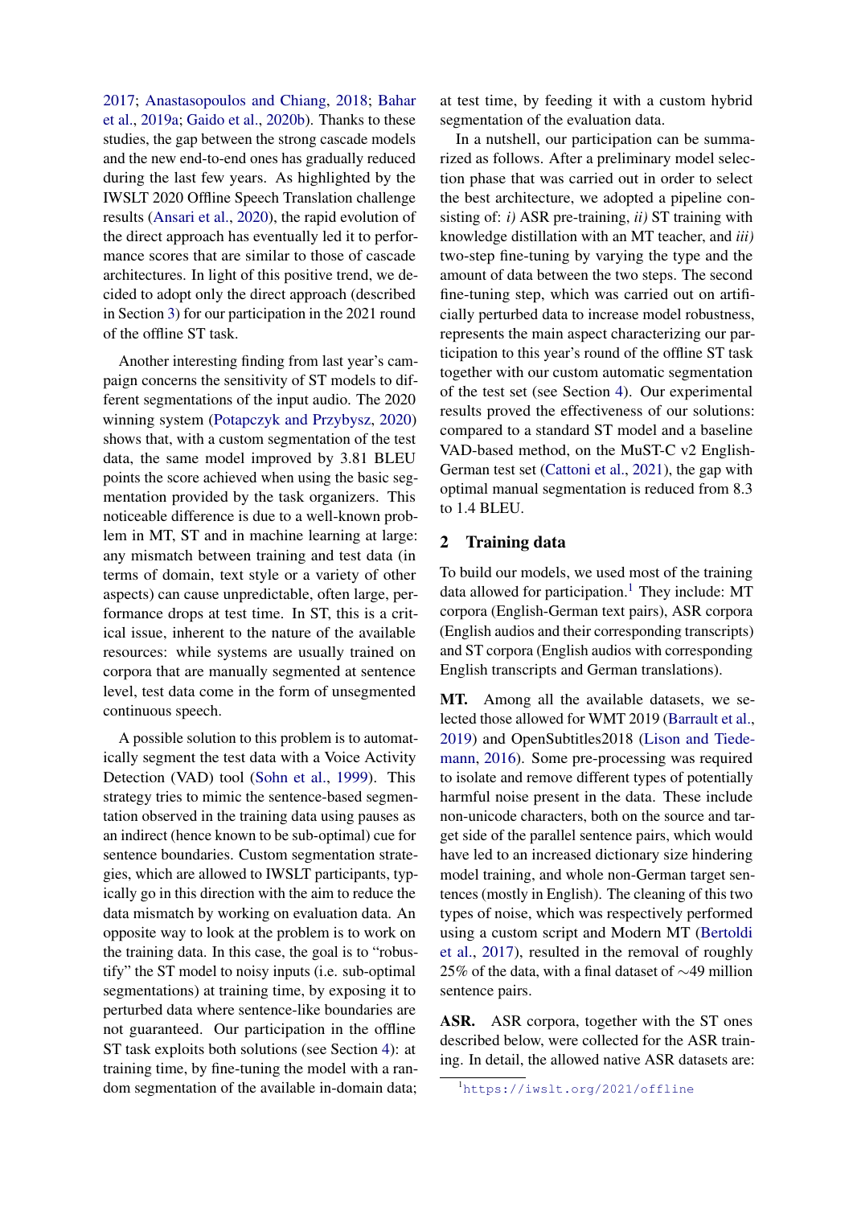2017; Anastasopoulos and Chiang, 2018; Bahar et al., 2019a; Gaido et al., 2020b). Thanks to these studies, the gap between the strong cascade models and the new end-to-end ones has gradually reduced during the last few years. As highlighted by the IWSLT 2020 Offline Speech Translation challenge results (Ansari et al., 2020), the rapid evolution of the direct approach has eventually led it to performance scores that are similar to those of cascade architectures. In light of this positive trend, we decided to adopt only the direct approach (described in Section 3) for our participation in the 2021 round of the offline ST task.

Another interesting finding from last year's campaign concerns the sensitivity of ST models to different segmentations of the input audio. The 2020 winning system (Potapczyk and Przybysz, 2020) shows that, with a custom segmentation of the test data, the same model improved by 3.81 BLEU points the score achieved when using the basic segmentation provided by the task organizers. This noticeable difference is due to a well-known problem in MT, ST and in machine learning at large: any mismatch between training and test data (in terms of domain, text style or a variety of other aspects) can cause unpredictable, often large, performance drops at test time. In ST, this is a critical issue, inherent to the nature of the available resources: while systems are usually trained on corpora that are manually segmented at sentence level, test data come in the form of unsegmented continuous speech.

A possible solution to this problem is to automatically segment the test data with a Voice Activity Detection (VAD) tool (Sohn et al., 1999). This strategy tries to mimic the sentence-based segmentation observed in the training data using pauses as an indirect (hence known to be sub-optimal) cue for sentence boundaries. Custom segmentation strategies, which are allowed to IWSLT participants, typically go in this direction with the aim to reduce the data mismatch by working on evaluation data. An opposite way to look at the problem is to work on the training data. In this case, the goal is to "robustify" the ST model to noisy inputs (i.e. sub-optimal segmentations) at training time, by exposing it to perturbed data where sentence-like boundaries are not guaranteed. Our participation in the offline ST task exploits both solutions (see Section 4): at training time, by fine-tuning the model with a random segmentation of the available in-domain data; at test time, by feeding it with a custom hybrid segmentation of the evaluation data.

In a nutshell, our participation can be summarized as follows. After a preliminary model selection phase that was carried out in order to select the best architecture, we adopted a pipeline consisting of: *i)* ASR pre-training, *ii)* ST training with knowledge distillation with an MT teacher, and *iii)* two-step fine-tuning by varying the type and the amount of data between the two steps. The second fine-tuning step, which was carried out on artificially perturbed data to increase model robustness, represents the main aspect characterizing our participation to this year's round of the offline ST task together with our custom automatic segmentation of the test set (see Section 4). Our experimental results proved the effectiveness of our solutions: compared to a standard ST model and a baseline VAD-based method, on the MuST-C v2 English-German test set (Cattoni et al., 2021), the gap with optimal manual segmentation is reduced from 8.3 to 1.4 BLEU.

## 2 Training data

To build our models, we used most of the training data allowed for participation.[1] They include: MT corpora (English-German text pairs), ASR corpora (English audios and their corresponding transcripts) and ST corpora (English audios with corresponding English transcripts and German translations).

**MT.** Among all the available datasets, we selected those allowed for WMT 2019 (Barrault et al., 2019) and OpenSubtitles2018 (Lison and Tiedemann, 2016). Some pre-processing was required to isolate and remove different types of potentially harmful noise present in the data. These include non-unicode characters, both on the source and target side of the parallel sentence pairs, which would have led to an increased dictionary size hindering model training, and whole non-German target sentences (mostly in English). The cleaning of this two types of noise, which was respectively performed using a custom script and Modern MT (Bertoldi et al., 2017), resulted in the removal of roughly 25% of the data, with a final dataset of ∼49 million sentence pairs.

**ASR.** ASR corpora, together with the ST ones described below, were collected for the ASR training. In detail, the allowed native ASR datasets are:

[1] https://iwslt.org/2021/offline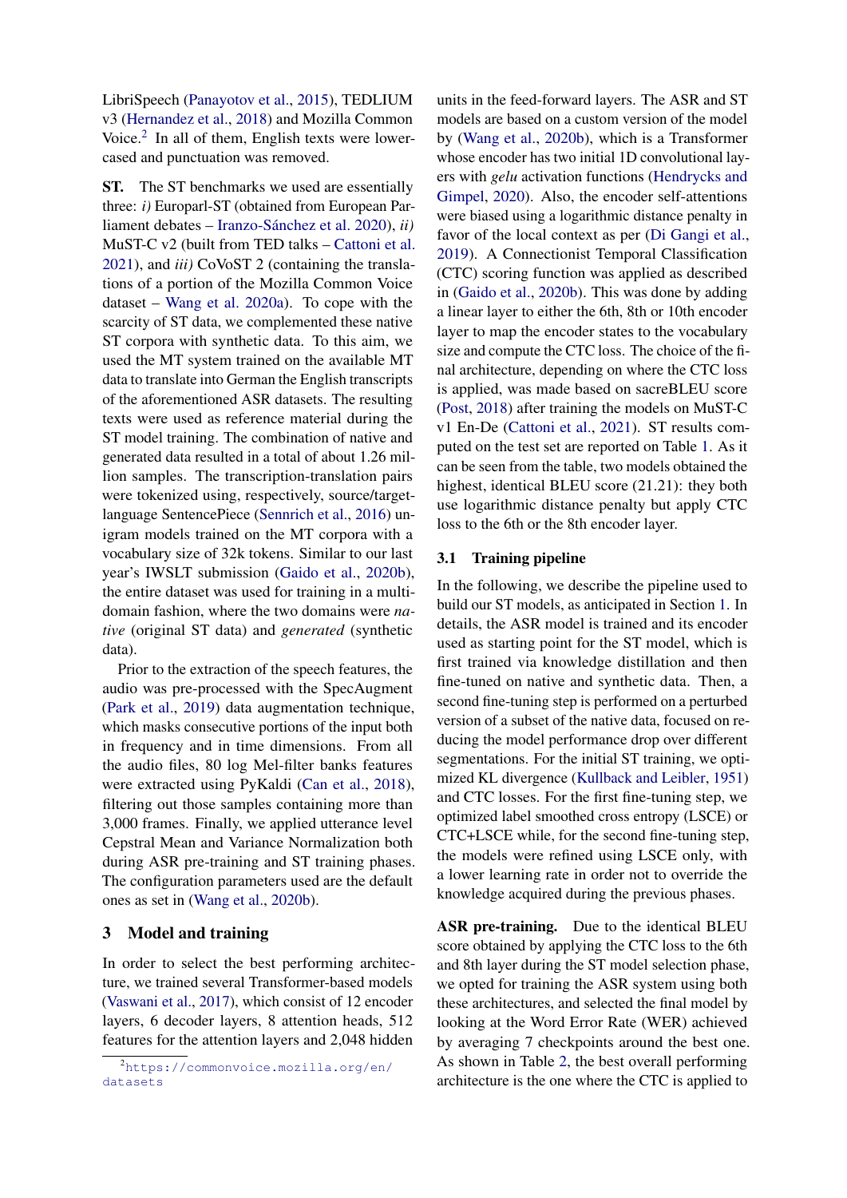LibriSpeech (Panayotov et al., 2015), TEDLIUM v3 (Hernandez et al., 2018) and Mozilla Common Voice.[2] In all of them, English texts were lowercased and punctuation was removed.

**ST.** The ST benchmarks we used are essentially three: *i)* Europarl-ST (obtained from European Parliament debates – Iranzo-Sánchez et al. 2020), *ii)* MuST-C v2 (built from TED talks – Cattoni et al. 2021), and *iii)* CoVoST 2 (containing the translations of a portion of the Mozilla Common Voice dataset – Wang et al. 2020a). To cope with the scarcity of ST data, we complemented these native ST corpora with synthetic data. To this aim, we used the MT system trained on the available MT data to translate into German the English transcripts of the aforementioned ASR datasets. The resulting texts were used as reference material during the ST model training. The combination of native and generated data resulted in a total of about 1.26 million samples. The transcription-translation pairs were tokenized using, respectively, source/target-language SentencePiece (Sennrich et al., 2016) unigram models trained on the MT corpora with a vocabulary size of 32k tokens. Similar to our last year's IWSLT submission (Gaido et al., 2020b), the entire dataset was used for training in a multi-domain fashion, where the two domains were *native* (original ST data) and *generated* (synthetic data).

Prior to the extraction of the speech features, the audio was pre-processed with the SpecAugment (Park et al., 2019) data augmentation technique, which masks consecutive portions of the input both in frequency and in time dimensions. From all the audio files, 80 log Mel-filter banks features were extracted using PyKaldi (Can et al., 2018), filtering out those samples containing more than 3,000 frames. Finally, we applied utterance level Cepstral Mean and Variance Normalization both during ASR pre-training and ST training phases. The configuration parameters used are the default ones as set in (Wang et al., 2020b).

## 3 Model and training

In order to select the best performing architecture, we trained several Transformer-based models (Vaswani et al., 2017), which consist of 12 encoder layers, 6 decoder layers, 8 attention heads, 512 features for the attention layers and 2,048 hidden units in the feed-forward layers. The ASR and ST models are based on a custom version of the model by (Wang et al., 2020b), which is a Transformer whose encoder has two initial 1D convolutional layers with *gelu* activation functions (Hendrycks and Gimpel, 2020). Also, the encoder self-attentions were biased using a logarithmic distance penalty in favor of the local context as per (Di Gangi et al., 2019). A Connectionist Temporal Classification (CTC) scoring function was applied as described in (Gaido et al., 2020b). This was done by adding a linear layer to either the 6th, 8th or 10th encoder layer to map the encoder states to the vocabulary size and compute the CTC loss. The choice of the final architecture, depending on where the CTC loss is applied, was made based on sacreBLEU score (Post, 2018) after training the models on MuST-C v1 En-De (Cattoni et al., 2021). ST results computed on the test set are reported on Table 1. As it can be seen from the table, two models obtained the highest, identical BLEU score (21.21): they both use logarithmic distance penalty but apply CTC loss to the 6th or the 8th encoder layer.

### 3.1 Training pipeline

In the following, we describe the pipeline used to build our ST models, as anticipated in Section 1. In details, the ASR model is trained and its encoder used as starting point for the ST model, which is first trained via knowledge distillation and then fine-tuned on native and synthetic data. Then, a second fine-tuning step is performed on a perturbed version of a subset of the native data, focused on reducing the model performance drop over different segmentations. For the initial ST training, we optimized KL divergence (Kullback and Leibler, 1951) and CTC losses. For the first fine-tuning step, we optimized label smoothed cross entropy (LSCE) or CTC+LSCE while, for the second fine-tuning step, the models were refined using LSCE only, with a lower learning rate in order not to override the knowledge acquired during the previous phases.

**ASR pre-training.** Due to the identical BLEU score obtained by applying the CTC loss to the 6th and 8th layer during the ST model selection phase, we opted for training the ASR system using both these architectures, and selected the final model by looking at the Word Error Rate (WER) achieved by averaging 7 checkpoints around the best one. As shown in Table 2, the best overall performing architecture is the one where the CTC is applied to

[2] https://commonvoice.mozilla.org/en/datasets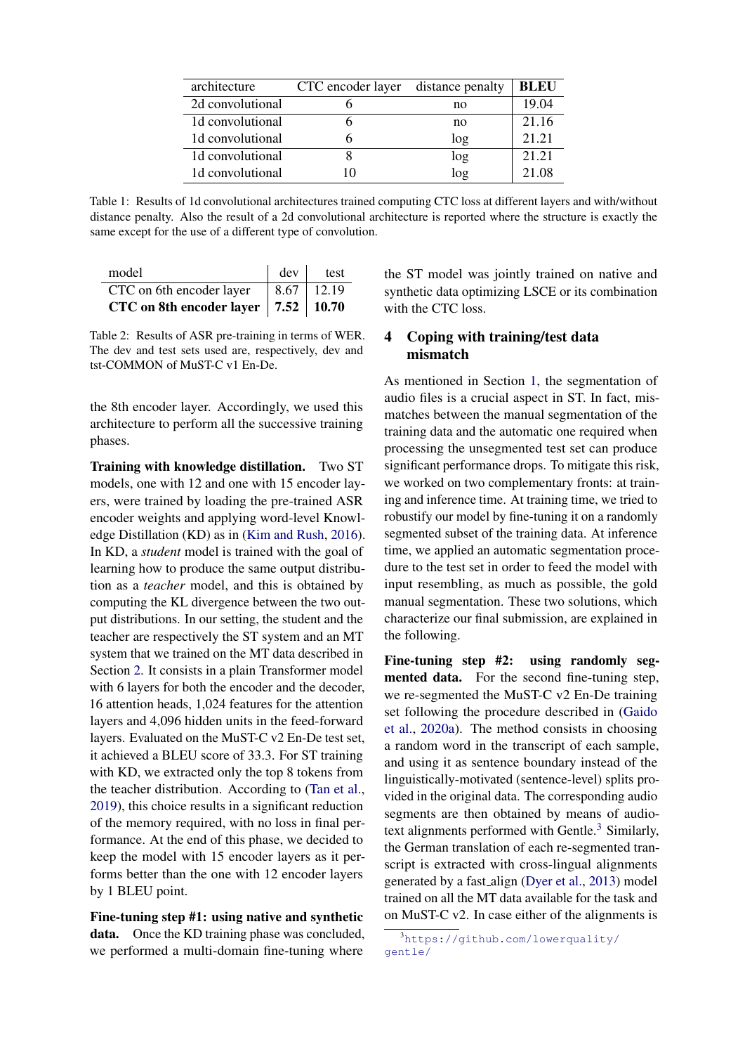| architecture | CTC encoder layer | distance penalty | **BLEU** |
|---|---|---|---|
| 2d convolutional | 6 | no | 19.04 |
| 1d convolutional | 6 | no | 21.16 |
| 1d convolutional | 6 | log | 21.21 |
| 1d convolutional | 8 | log | 21.21 |
| 1d convolutional | 10 | log | 21.08 |

Table 1: Results of 1d convolutional architectures trained computing CTC loss at different layers and with/without distance penalty. Also the result of a 2d convolutional architecture is reported where the structure is exactly the same except for the use of a different type of convolution.

| model | dev | test |
|---|---|---|
| CTC on 6th encoder layer | 8.67 | 12.19 |
| **CTC on 8th encoder layer** | **7.52** | **10.70** |

Table 2: Results of ASR pre-training in terms of WER. The dev and test sets used are, respectively, dev and tst-COMMON of MuST-C v1 En-De.

the 8th encoder layer. Accordingly, we used this architecture to perform all the successive training phases.

**Training with knowledge distillation.** Two ST models, one with 12 and one with 15 encoder layers, were trained by loading the pre-trained ASR encoder weights and applying word-level Knowledge Distillation (KD) as in (Kim and Rush, 2016). In KD, a *student* model is trained with the goal of learning how to produce the same output distribution as a *teacher* model, and this is obtained by computing the KL divergence between the two output distributions. In our setting, the student and the teacher are respectively the ST system and an MT system that we trained on the MT data described in Section 2. It consists in a plain Transformer model with 6 layers for both the encoder and the decoder, 16 attention heads, 1,024 features for the attention layers and 4,096 hidden units in the feed-forward layers. Evaluated on the MuST-C v2 En-De test set, it achieved a BLEU score of 33.3. For ST training with KD, we extracted only the top 8 tokens from the teacher distribution. According to (Tan et al., 2019), this choice results in a significant reduction of the memory required, with no loss in final performance. At the end of this phase, we decided to keep the model with 15 encoder layers as it performs better than the one with 12 encoder layers by 1 BLEU point.

**Fine-tuning step #1: using native and synthetic data.** Once the KD training phase was concluded, we performed a multi-domain fine-tuning where the ST model was jointly trained on native and synthetic data optimizing LSCE or its combination with the CTC loss.

## 4 Coping with training/test data mismatch

As mentioned in Section 1, the segmentation of audio files is a crucial aspect in ST. In fact, mismatches between the manual segmentation of the training data and the automatic one required when processing the unsegmented test set can produce significant performance drops. To mitigate this risk, we worked on two complementary fronts: at training and inference time. At training time, we tried to robustify our model by fine-tuning it on a randomly segmented subset of the training data. At inference time, we applied an automatic segmentation procedure to the test set in order to feed the model with input resembling, as much as possible, the gold manual segmentation. These two solutions, which characterize our final submission, are explained in the following.

**Fine-tuning step #2: using randomly segmented data.** For the second fine-tuning step, we re-segmented the MuST-C v2 En-De training set following the procedure described in (Gaido et al., 2020a). The method consists in choosing a random word in the transcript of each sample, and using it as sentence boundary instead of the linguistically-motivated (sentence-level) splits provided in the original data. The corresponding audio segments are then obtained by means of audio-text alignments performed with Gentle.[3] Similarly, the German translation of each re-segmented transcript is extracted with cross-lingual alignments generated by a fast_align (Dyer et al., 2013) model trained on all the MT data available for the task and on MuST-C v2. In case either of the alignments is

[3] https://github.com/lowerquality/gentle/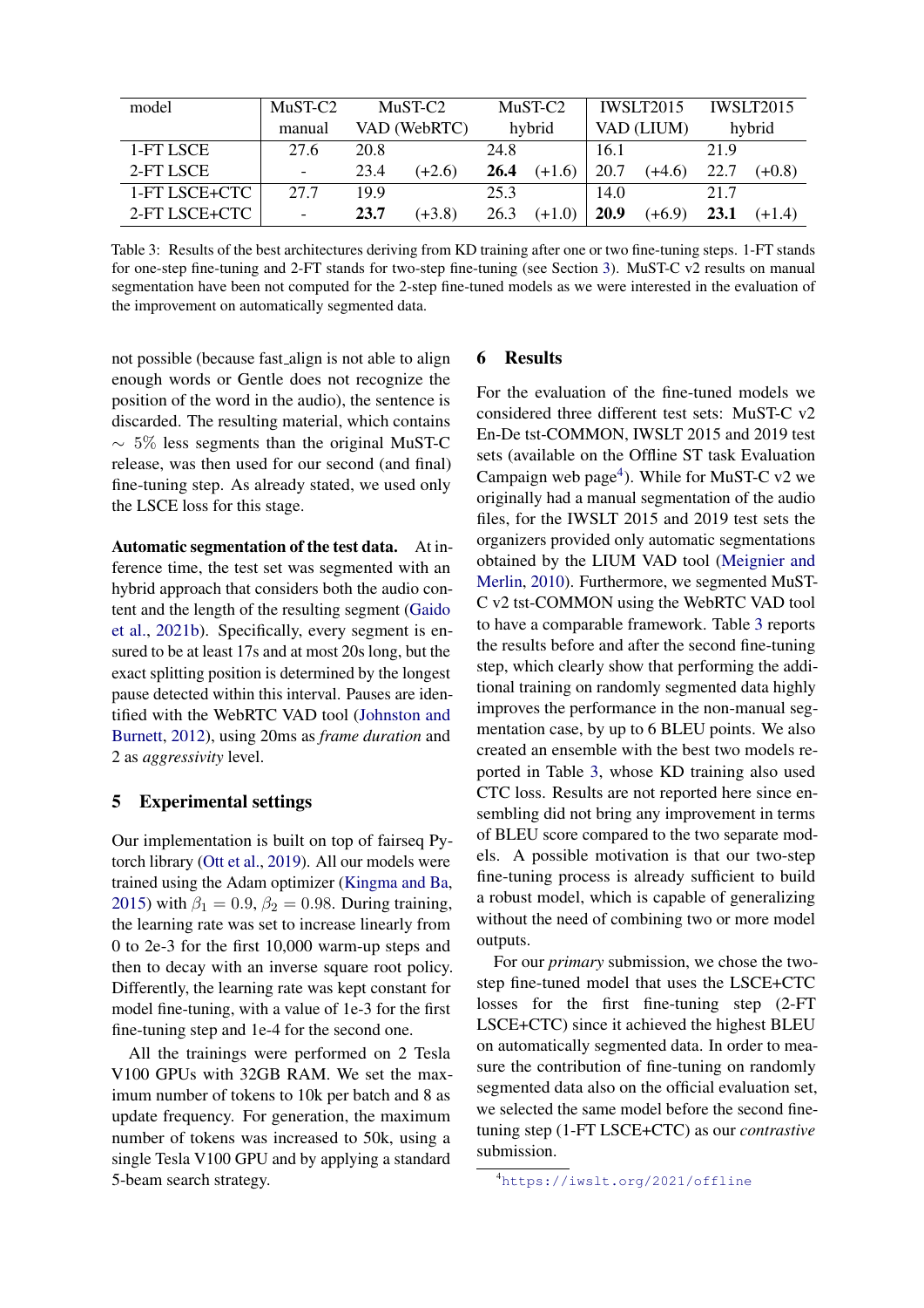| model | MuST-C2 | MuST-C2 | | MuST-C2 | | IWSLT2015 | | IWSLT2015 | |
|---|---|---|---|---|---|---|---|---|---|
| | manual | VAD (WebRTC) | | hybrid | | VAD (LIUM) | | hybrid | |
| 1-FT LSCE | 27.6 | 20.8 | | 24.8 | | 16.1 | | 21.9 | |
| 2-FT LSCE | - | 23.4 | (+2.6) | **26.4** | (+1.6) | 20.7 | (+4.6) | 22.7 | (+0.8) |
| 1-FT LSCE+CTC | 27.7 | 19.9 | | 25.3 | | 14.0 | | 21.7 | |
| 2-FT LSCE+CTC | - | **23.7** | (+3.8) | 26.3 | (+1.0) | **20.9** | (+6.9) | **23.1** | (+1.4) |

Table 3: Results of the best architectures deriving from KD training after one or two fine-tuning steps. 1-FT stands for one-step fine-tuning and 2-FT stands for two-step fine-tuning (see Section 3). MuST-C v2 results on manual segmentation have been not computed for the 2-step fine-tuned models as we were interested in the evaluation of the improvement on automatically segmented data.

not possible (because fast_align is not able to align enough words or Gentle does not recognize the position of the word in the audio), the sentence is discarded. The resulting material, which contains $\sim 5\%$ less segments than the original MuST-C release, was then used for our second (and final) fine-tuning step. As already stated, we used only the LSCE loss for this stage.

**Automatic segmentation of the test data.** At inference time, the test set was segmented with an hybrid approach that considers both the audio content and the length of the resulting segment (Gaido et al., 2021b). Specifically, every segment is ensured to be at least 17s and at most 20s long, but the exact splitting position is determined by the longest pause detected within this interval. Pauses are identified with the WebRTC VAD tool (Johnston and Burnett, 2012), using 20ms as *frame duration* and 2 as *aggressivity* level.

## 5 Experimental settings

Our implementation is built on top of fairseq Pytorch library (Ott et al., 2019). All our models were trained using the Adam optimizer (Kingma and Ba, 2015) with $\beta_1 = 0.9$, $\beta_2 = 0.98$. During training, the learning rate was set to increase linearly from 0 to 2e-3 for the first 10,000 warm-up steps and then to decay with an inverse square root policy. Differently, the learning rate was kept constant for model fine-tuning, with a value of 1e-3 for the first fine-tuning step and 1e-4 for the second one.

All the trainings were performed on 2 Tesla V100 GPUs with 32GB RAM. We set the maximum number of tokens to 10k per batch and 8 as update frequency. For generation, the maximum number of tokens was increased to 50k, using a single Tesla V100 GPU and by applying a standard 5-beam search strategy.

## 6 Results

For the evaluation of the fine-tuned models we considered three different test sets: MuST-C v2 En-De tst-COMMON, IWSLT 2015 and 2019 test sets (available on the Offline ST task Evaluation Campaign web page[4]). While for MuST-C v2 we originally had a manual segmentation of the audio files, for the IWSLT 2015 and 2019 test sets the organizers provided only automatic segmentations obtained by the LIUM VAD tool (Meignier and Merlin, 2010). Furthermore, we segmented MuST-C v2 tst-COMMON using the WebRTC VAD tool to have a comparable framework. Table 3 reports the results before and after the second fine-tuning step, which clearly show that performing the additional training on randomly segmented data highly improves the performance in the non-manual segmentation case, by up to 6 BLEU points. We also created an ensemble with the best two models reported in Table 3, whose KD training also used CTC loss. Results are not reported here since ensembling did not bring any improvement in terms of BLEU score compared to the two separate models. A possible motivation is that our two-step fine-tuning process is already sufficient to build a robust model, which is capable of generalizing without the need of combining two or more model outputs.

For our *primary* submission, we chose the two-step fine-tuned model that uses the LSCE+CTC losses for the first fine-tuning step (2-FT LSCE+CTC) since it achieved the highest BLEU on automatically segmented data. In order to measure the contribution of fine-tuning on randomly segmented data also on the official evaluation set, we selected the same model before the second fine-tuning step (1-FT LSCE+CTC) as our *contrastive* submission.

[4] https://iwslt.org/2021/offline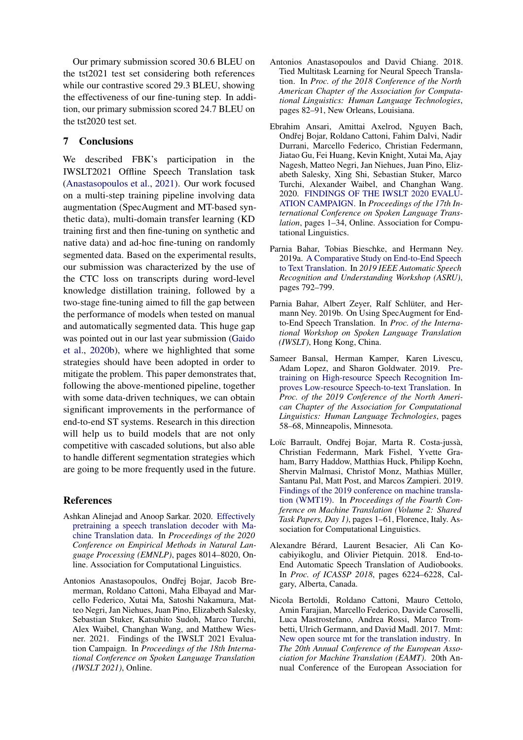Our primary submission scored 30.6 BLEU on the tst2021 test set considering both references while our contrastive scored 29.3 BLEU, showing the effectiveness of our fine-tuning step. In addition, our primary submission scored 24.7 BLEU on the tst2020 test set.

## 7 Conclusions

We described FBK's participation in the IWSLT2021 Offline Speech Translation task (Anastasopoulos et al., 2021). Our work focused on a multi-step training pipeline involving data augmentation (SpecAugment and MT-based synthetic data), multi-domain transfer learning (KD training first and then fine-tuning on synthetic and native data) and ad-hoc fine-tuning on randomly segmented data. Based on the experimental results, our submission was characterized by the use of the CTC loss on transcripts during word-level knowledge distillation training, followed by a two-stage fine-tuning aimed to fill the gap between the performance of models when tested on manual and automatically segmented data. This huge gap was pointed out in our last year submission (Gaido et al., 2020b), where we highlighted that some strategies should have been adopted in order to mitigate the problem. This paper demonstrates that, following the above-mentioned pipeline, together with some data-driven techniques, we can obtain significant improvements in the performance of end-to-end ST systems. Research in this direction will help us to build models that are not only competitive with cascaded solutions, but also able to handle different segmentation strategies which are going to be more frequently used in the future.

## References

Ashkan Alinejad and Anoop Sarkar. 2020. Effectively pretraining a speech translation decoder with Machine Translation data. In *Proceedings of the 2020 Conference on Empirical Methods in Natural Language Processing (EMNLP)*, pages 8014–8020, Online. Association for Computational Linguistics.

Antonios Anastasopoulos, Ondřej Bojar, Jacob Bremerman, Roldano Cattoni, Maha Elbayad and Marcello Federico, Xutai Ma, Satoshi Nakamura, Matteo Negri, Jan Niehues, Juan Pino, Elizabeth Salesky, Sebastian Stuker, Katsuhito Sudoh, Marco Turchi, Alex Waibel, Changhan Wang, and Matthew Wiesner. 2021. Findings of the IWSLT 2021 Evaluation Campaign. In *Proceedings of the 18th International Conference on Spoken Language Translation (IWSLT 2021)*, Online.

Antonios Anastasopoulos and David Chiang. 2018. Tied Multitask Learning for Neural Speech Translation. In *Proc. of the 2018 Conference of the North American Chapter of the Association for Computational Linguistics: Human Language Technologies*, pages 82–91, New Orleans, Louisiana.

Ebrahim Ansari, Amittai Axelrod, Nguyen Bach, Ondřej Bojar, Roldano Cattoni, Fahim Dalvi, Nadir Durrani, Marcello Federico, Christian Federmann, Jiatao Gu, Fei Huang, Kevin Knight, Xutai Ma, Ajay Nagesh, Matteo Negri, Jan Niehues, Juan Pino, Elizabeth Salesky, Xing Shi, Sebastian Stuker, Marco Turchi, Alexander Waibel, and Changhan Wang. 2020. FINDINGS OF THE IWSLT 2020 EVALUATION CAMPAIGN. In *Proceedings of the 17th International Conference on Spoken Language Translation*, pages 1–34, Online. Association for Computational Linguistics.

Parnia Bahar, Tobias Bieschke, and Hermann Ney. 2019a. A Comparative Study on End-to-End Speech to Text Translation. In *2019 IEEE Automatic Speech Recognition and Understanding Workshop (ASRU)*, pages 792–799.

Parnia Bahar, Albert Zeyer, Ralf Schlüter, and Hermann Ney. 2019b. On Using SpecAugment for End-to-End Speech Translation. In *Proc. of the International Workshop on Spoken Language Translation (IWSLT)*, Hong Kong, China.

Sameer Bansal, Herman Kamper, Karen Livescu, Adam Lopez, and Sharon Goldwater. 2019. Pre-training on High-resource Speech Recognition Improves Low-resource Speech-to-text Translation. In *Proc. of the 2019 Conference of the North American Chapter of the Association for Computational Linguistics: Human Language Technologies*, pages 58–68, Minneapolis, Minnesota.

Loïc Barrault, Ondřej Bojar, Marta R. Costa-jussà, Christian Federmann, Mark Fishel, Yvette Graham, Barry Haddow, Matthias Huck, Philipp Koehn, Shervin Malmasi, Christof Monz, Mathias Müller, Santanu Pal, Matt Post, and Marcos Zampieri. 2019. Findings of the 2019 conference on machine translation (WMT19). In *Proceedings of the Fourth Conference on Machine Translation (Volume 2: Shared Task Papers, Day 1)*, pages 1–61, Florence, Italy. Association for Computational Linguistics.

Alexandre Bérard, Laurent Besacier, Ali Can Kocabiyikoglu, and Olivier Pietquin. 2018. End-to-End Automatic Speech Translation of Audiobooks. In *Proc. of ICASSP 2018*, pages 6224–6228, Calgary, Alberta, Canada.

Nicola Bertoldi, Roldano Cattoni, Mauro Cettolo, Amin Farajian, Marcello Federico, Davide Caroselli, Luca Mastrostefano, Andrea Rossi, Marco Trombetti, Ulrich Germann, and David Madl. 2017. Mmt: New open source mt for the translation industry. In *The 20th Annual Conference of the European Association for Machine Translation (EAMT)*. 20th Annual Conference of the European Association for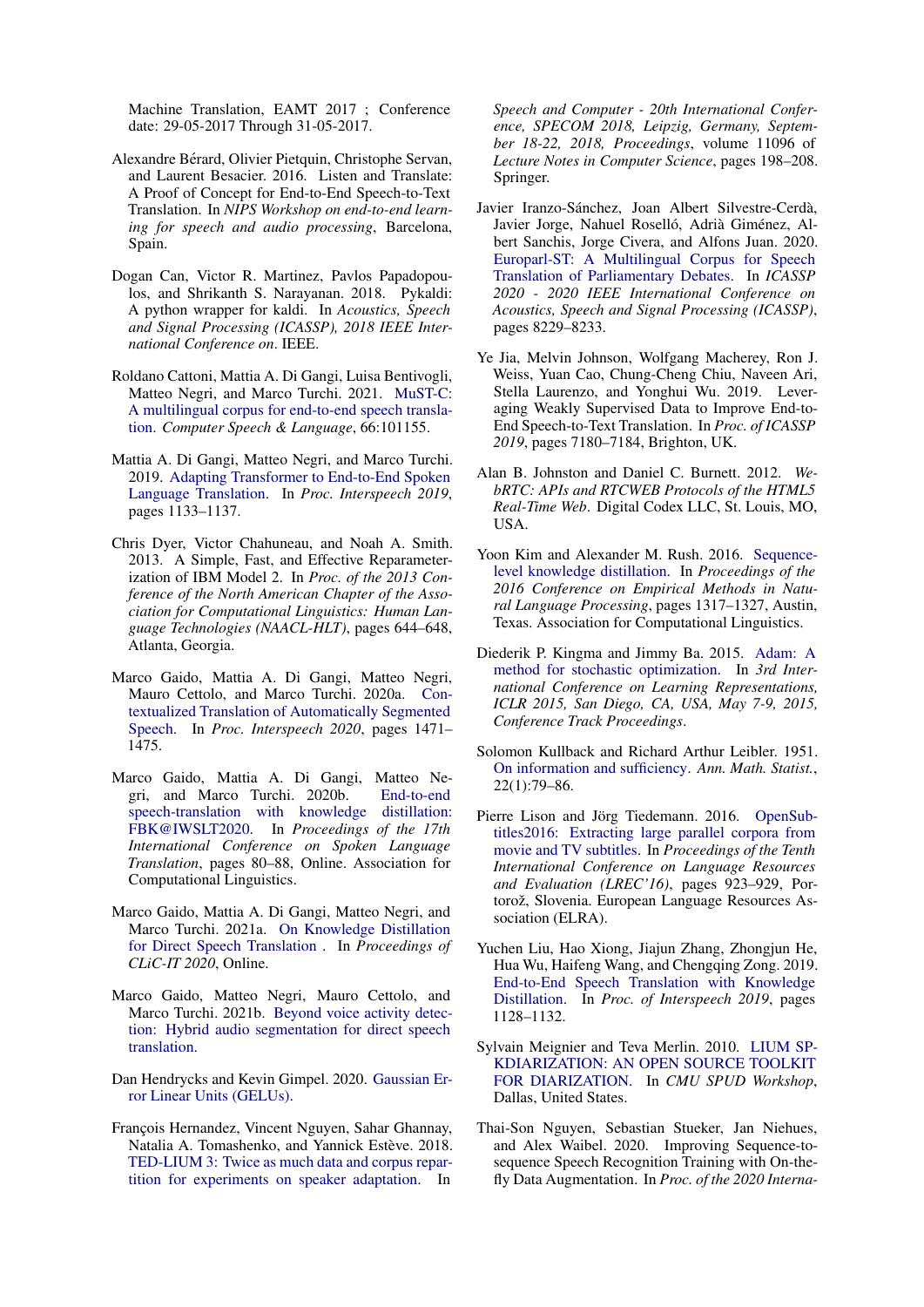Machine Translation, EAMT 2017 ; Conference date: 29-05-2017 Through 31-05-2017.

Alexandre Bérard, Olivier Pietquin, Christophe Servan, and Laurent Besacier. 2016. Listen and Translate: A Proof of Concept for End-to-End Speech-to-Text Translation. In *NIPS Workshop on end-to-end learning for speech and audio processing*, Barcelona, Spain.

Dogan Can, Victor R. Martinez, Pavlos Papadopoulos, and Shrikanth S. Narayanan. 2018. Pykaldi: A python wrapper for kaldi. In *Acoustics, Speech and Signal Processing (ICASSP), 2018 IEEE International Conference on*. IEEE.

Roldano Cattoni, Mattia A. Di Gangi, Luisa Bentivogli, Matteo Negri, and Marco Turchi. 2021. MuST-C: A multilingual corpus for end-to-end speech translation. *Computer Speech & Language*, 66:101155.

Mattia A. Di Gangi, Matteo Negri, and Marco Turchi. 2019. Adapting Transformer to End-to-End Spoken Language Translation. In *Proc. Interspeech 2019*, pages 1133–1137.

Chris Dyer, Victor Chahuneau, and Noah A. Smith. 2013. A Simple, Fast, and Effective Reparameterization of IBM Model 2. In *Proc. of the 2013 Conference of the North American Chapter of the Association for Computational Linguistics: Human Language Technologies (NAACL-HLT)*, pages 644–648, Atlanta, Georgia.

Marco Gaido, Mattia A. Di Gangi, Matteo Negri, Mauro Cettolo, and Marco Turchi. 2020a. Contextualized Translation of Automatically Segmented Speech. In *Proc. Interspeech 2020*, pages 1471–1475.

Marco Gaido, Mattia A. Di Gangi, Matteo Negri, and Marco Turchi. 2020b. End-to-end speech-translation with knowledge distillation: FBK@IWSLT2020. In *Proceedings of the 17th International Conference on Spoken Language Translation*, pages 80–88, Online. Association for Computational Linguistics.

Marco Gaido, Mattia A. Di Gangi, Matteo Negri, and Marco Turchi. 2021a. On Knowledge Distillation for Direct Speech Translation . In *Proceedings of CLiC-IT 2020*, Online.

Marco Gaido, Matteo Negri, Mauro Cettolo, and Marco Turchi. 2021b. Beyond voice activity detection: Hybrid audio segmentation for direct speech translation.

Dan Hendrycks and Kevin Gimpel. 2020. Gaussian Error Linear Units (GELUs).

François Hernandez, Vincent Nguyen, Sahar Ghannay, Natalia A. Tomashenko, and Yannick Estève. 2018. TED-LIUM 3: Twice as much data and corpus repartition for experiments on speaker adaptation. In *Speech and Computer - 20th International Conference, SPECOM 2018, Leipzig, Germany, September 18-22, 2018, Proceedings*, volume 11096 of *Lecture Notes in Computer Science*, pages 198–208. Springer.

Javier Iranzo-Sánchez, Joan Albert Silvestre-Cerdà, Javier Jorge, Nahuel Roselló, Adrià Giménez, Albert Sanchis, Jorge Civera, and Alfons Juan. 2020. Europarl-ST: A Multilingual Corpus for Speech Translation of Parliamentary Debates. In *ICASSP 2020 - 2020 IEEE International Conference on Acoustics, Speech and Signal Processing (ICASSP)*, pages 8229–8233.

Ye Jia, Melvin Johnson, Wolfgang Macherey, Ron J. Weiss, Yuan Cao, Chung-Cheng Chiu, Naveen Ari, Stella Laurenzo, and Yonghui Wu. 2019. Leveraging Weakly Supervised Data to Improve End-to-End Speech-to-Text Translation. In *Proc. of ICASSP 2019*, pages 7180–7184, Brighton, UK.

Alan B. Johnston and Daniel C. Burnett. 2012. *WebRTC: APIs and RTCWEB Protocols of the HTML5 Real-Time Web*. Digital Codex LLC, St. Louis, MO, USA.

Yoon Kim and Alexander M. Rush. 2016. Sequence-level knowledge distillation. In *Proceedings of the 2016 Conference on Empirical Methods in Natural Language Processing*, pages 1317–1327, Austin, Texas. Association for Computational Linguistics.

Diederik P. Kingma and Jimmy Ba. 2015. Adam: A method for stochastic optimization. In *3rd International Conference on Learning Representations, ICLR 2015, San Diego, CA, USA, May 7-9, 2015, Conference Track Proceedings*.

Solomon Kullback and Richard Arthur Leibler. 1951. On information and sufficiency. *Ann. Math. Statist.*, 22(1):79–86.

Pierre Lison and Jörg Tiedemann. 2016. OpenSubtitles2016: Extracting large parallel corpora from movie and TV subtitles. In *Proceedings of the Tenth International Conference on Language Resources and Evaluation (LREC'16)*, pages 923–929, Portorož, Slovenia. European Language Resources Association (ELRA).

Yuchen Liu, Hao Xiong, Jiajun Zhang, Zhongjun He, Hua Wu, Haifeng Wang, and Chengqing Zong. 2019. End-to-End Speech Translation with Knowledge Distillation. In *Proc. of Interspeech 2019*, pages 1128–1132.

Sylvain Meignier and Teva Merlin. 2010. LIUM SPKDIARIZATION: AN OPEN SOURCE TOOLKIT FOR DIARIZATION. In *CMU SPUD Workshop*, Dallas, United States.

Thai-Son Nguyen, Sebastian Stueker, Jan Niehues, and Alex Waibel. 2020. Improving Sequence-to-sequence Speech Recognition Training with On-the-fly Data Augmentation. In *Proc. of the 2020 Interna-*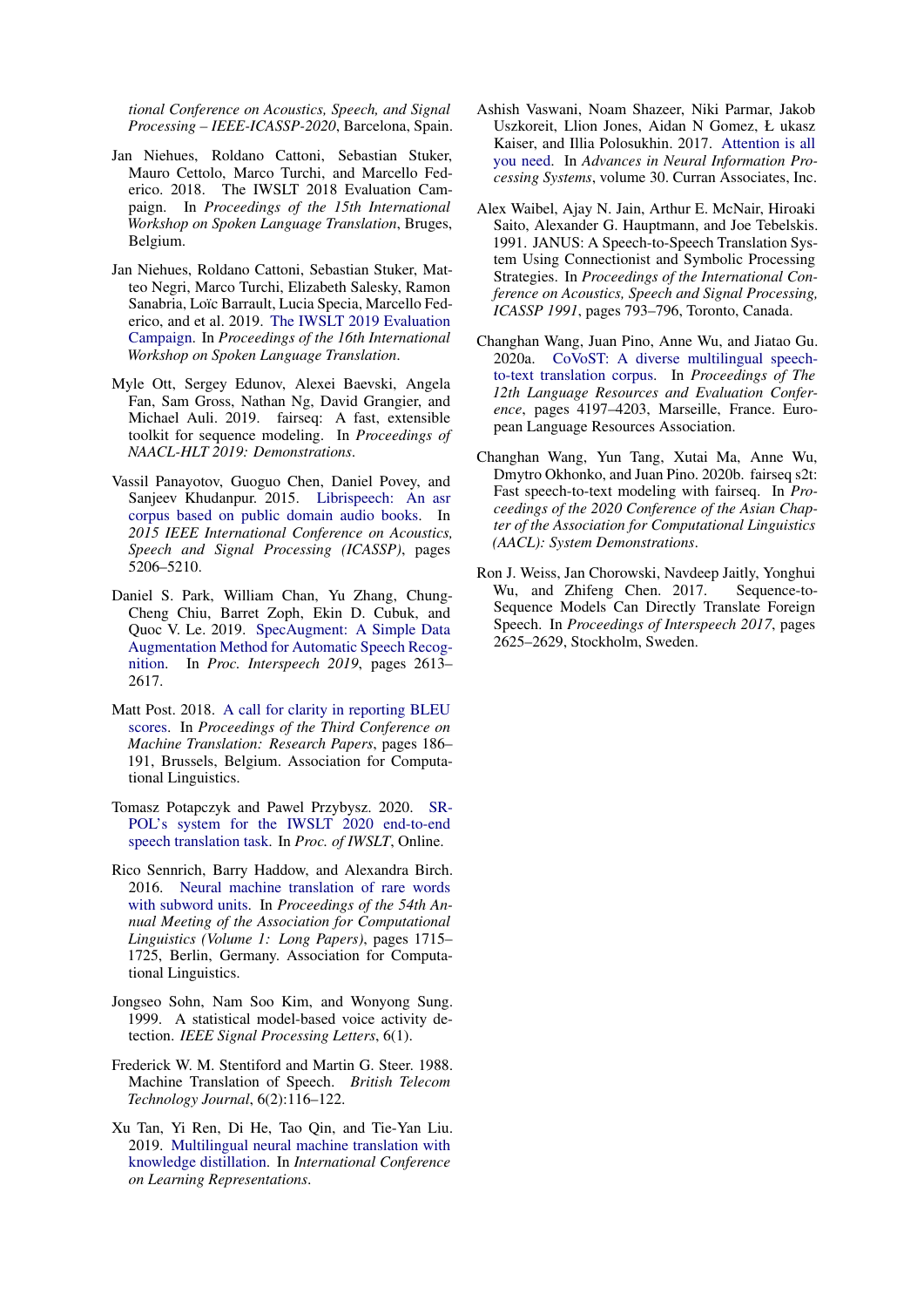*tional Conference on Acoustics, Speech, and Signal Processing – IEEE-ICASSP-2020*, Barcelona, Spain.

Jan Niehues, Roldano Cattoni, Sebastian Stuker, Mauro Cettolo, Marco Turchi, and Marcello Federico. 2018. The IWSLT 2018 Evaluation Campaign. In *Proceedings of the 15th International Workshop on Spoken Language Translation*, Bruges, Belgium.

Jan Niehues, Roldano Cattoni, Sebastian Stuker, Matteo Negri, Marco Turchi, Elizabeth Salesky, Ramon Sanabria, Loïc Barrault, Lucia Specia, Marcello Federico, and et al. 2019. The IWSLT 2019 Evaluation Campaign. In *Proceedings of the 16th International Workshop on Spoken Language Translation*.

Myle Ott, Sergey Edunov, Alexei Baevski, Angela Fan, Sam Gross, Nathan Ng, David Grangier, and Michael Auli. 2019. fairseq: A fast, extensible toolkit for sequence modeling. In *Proceedings of NAACL-HLT 2019: Demonstrations*.

Vassil Panayotov, Guoguo Chen, Daniel Povey, and Sanjeev Khudanpur. 2015. Librispeech: An asr corpus based on public domain audio books. In *2015 IEEE International Conference on Acoustics, Speech and Signal Processing (ICASSP)*, pages 5206–5210.

Daniel S. Park, William Chan, Yu Zhang, Chung-Cheng Chiu, Barret Zoph, Ekin D. Cubuk, and Quoc V. Le. 2019. SpecAugment: A Simple Data Augmentation Method for Automatic Speech Recognition. In *Proc. Interspeech 2019*, pages 2613–2617.

Matt Post. 2018. A call for clarity in reporting BLEU scores. In *Proceedings of the Third Conference on Machine Translation: Research Papers*, pages 186–191, Brussels, Belgium. Association for Computational Linguistics.

Tomasz Potapczyk and Pawel Przybysz. 2020. SRPOL's system for the IWSLT 2020 end-to-end speech translation task. In *Proc. of IWSLT*, Online.

Rico Sennrich, Barry Haddow, and Alexandra Birch. 2016. Neural machine translation of rare words with subword units. In *Proceedings of the 54th Annual Meeting of the Association for Computational Linguistics (Volume 1: Long Papers)*, pages 1715–1725, Berlin, Germany. Association for Computational Linguistics.

Jongseo Sohn, Nam Soo Kim, and Wonyong Sung. 1999. A statistical model-based voice activity detection. *IEEE Signal Processing Letters*, 6(1).

Frederick W. M. Stentiford and Martin G. Steer. 1988. Machine Translation of Speech. *British Telecom Technology Journal*, 6(2):116–122.

Xu Tan, Yi Ren, Di He, Tao Qin, and Tie-Yan Liu. 2019. Multilingual neural machine translation with knowledge distillation. In *International Conference on Learning Representations*.

Ashish Vaswani, Noam Shazeer, Niki Parmar, Jakob Uszkoreit, Llion Jones, Aidan N Gomez, Ł ukasz Kaiser, and Illia Polosukhin. 2017. Attention is all you need. In *Advances in Neural Information Processing Systems*, volume 30. Curran Associates, Inc.

Alex Waibel, Ajay N. Jain, Arthur E. McNair, Hiroaki Saito, Alexander G. Hauptmann, and Joe Tebelskis. 1991. JANUS: A Speech-to-Speech Translation System Using Connectionist and Symbolic Processing Strategies. In *Proceedings of the International Conference on Acoustics, Speech and Signal Processing, ICASSP 1991*, pages 793–796, Toronto, Canada.

Changhan Wang, Juan Pino, Anne Wu, and Jiatao Gu. 2020a. CoVoST: A diverse multilingual speech-to-text translation corpus. In *Proceedings of The 12th Language Resources and Evaluation Conference*, pages 4197–4203, Marseille, France. European Language Resources Association.

Changhan Wang, Yun Tang, Xutai Ma, Anne Wu, Dmytro Okhonko, and Juan Pino. 2020b. fairseq s2t: Fast speech-to-text modeling with fairseq. In *Proceedings of the 2020 Conference of the Asian Chapter of the Association for Computational Linguistics (AACL): System Demonstrations*.

Ron J. Weiss, Jan Chorowski, Navdeep Jaitly, Yonghui Wu, and Zhifeng Chen. 2017. Sequence-to-Sequence Models Can Directly Translate Foreign Speech. In *Proceedings of Interspeech 2017*, pages 2625–2629, Stockholm, Sweden.